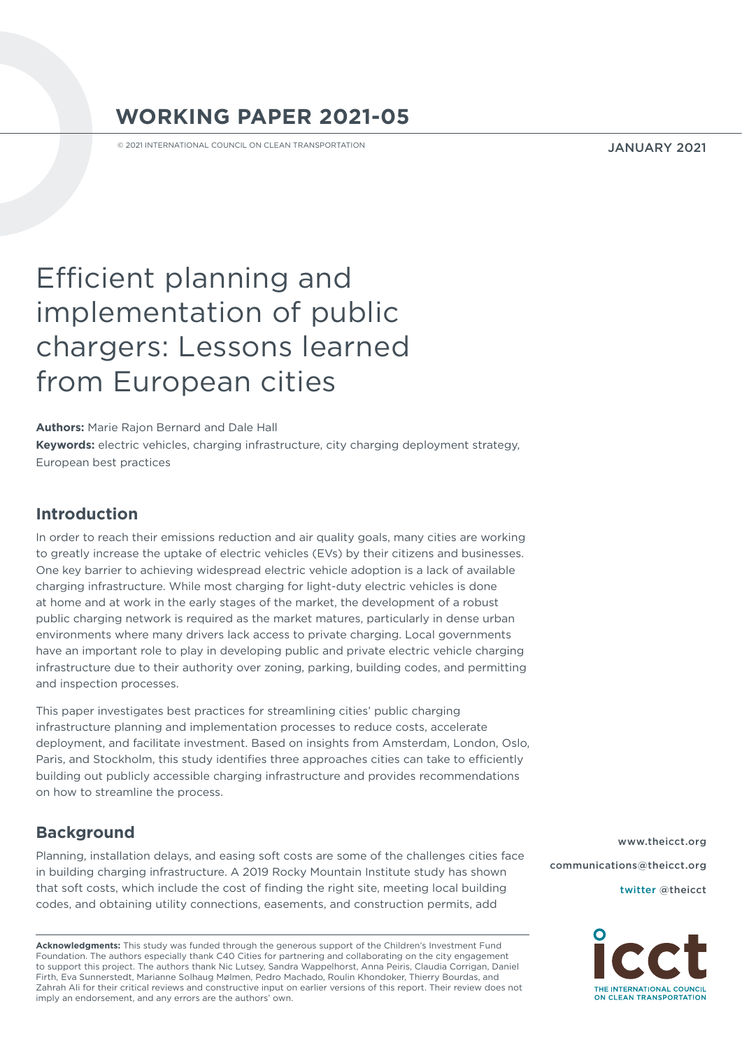# WORKING PAPER 2021-05

© 2021 INTERNATIONAL COUNCIL ON CLEAN TRANSPORTATION

JANUARY 2021

# Efficient planning and implementation of public chargers: Lessons learned from European cities

**Authors:** Marie Rajon Bernard and Dale Hall

**Keywords:** electric vehicles, charging infrastructure, city charging deployment strategy, European best practices

## Introduction

In order to reach their emissions reduction and air quality goals, many cities are working to greatly increase the uptake of electric vehicles (EVs) by their citizens and businesses. One key barrier to achieving widespread electric vehicle adoption is a lack of available charging infrastructure. While most charging for light-duty electric vehicles is done at home and at work in the early stages of the market, the development of a robust public charging network is required as the market matures, particularly in dense urban environments where many drivers lack access to private charging. Local governments have an important role to play in developing public and private electric vehicle charging infrastructure due to their authority over zoning, parking, building codes, and permitting and inspection processes.

This paper investigates best practices for streamlining cities' public charging infrastructure planning and implementation processes to reduce costs, accelerate deployment, and facilitate investment. Based on insights from Amsterdam, London, Oslo, Paris, and Stockholm, this study identifies three approaches cities can take to efficiently building out publicly accessible charging infrastructure and provides recommendations on how to streamline the process.

## Background

Planning, installation delays, and easing soft costs are some of the challenges cities face in building charging infrastructure. A 2019 Rocky Mountain Institute study has shown that soft costs, which include the cost of finding the right site, meeting local building codes, and obtaining utility connections, easements, and construction permits, add

**Acknowledgments:** This study was funded through the generous support of the Children's Investment Fund Foundation. The authors especially thank C40 Cities for partnering and collaborating on the city engagement to support this project. The authors thank Nic Lutsey, Sandra Wappelhorst, Anna Peiris, Claudia Corrigan, Daniel Firth, Eva Sunnerstedt, Marianne Solhaug Mølmen, Pedro Machado, Roulin Khondoker, Thierry Bourdas, and Zahrah Ali for their critical reviews and constructive input on earlier versions of this report. Their review does not imply an endorsement, and any errors are the authors' own.

www.theicct.org

communications@theicct.org

twitter @theicct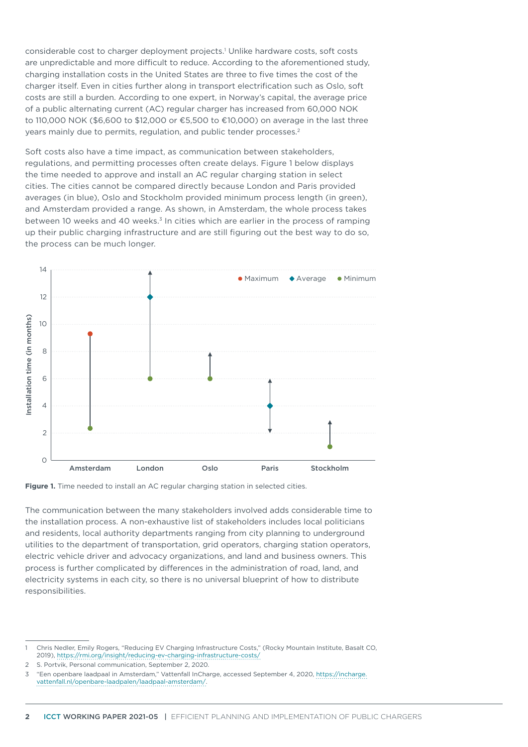considerable cost to charger deployment projects.[1] Unlike hardware costs, soft costs are unpredictable and more difficult to reduce. According to the aforementioned study, charging installation costs in the United States are three to five times the cost of the charger itself. Even in cities further along in transport electrification such as Oslo, soft costs are still a burden. According to one expert, in Norway's capital, the average price of a public alternating current (AC) regular charger has increased from 60,000 NOK to 110,000 NOK ($6,600 to $12,000 or €5,500 to €10,000) on average in the last three years mainly due to permits, regulation, and public tender processes.[2]

Soft costs also have a time impact, as communication between stakeholders, regulations, and permitting processes often create delays. Figure 1 below displays the time needed to approve and install an AC regular charging station in select cities. The cities cannot be compared directly because London and Paris provided averages (in blue), Oslo and Stockholm provided minimum process length (in green), and Amsterdam provided a range. As shown, in Amsterdam, the whole process takes between 10 weeks and 40 weeks.[3] In cities which are earlier in the process of ramping up their public charging infrastructure and are still figuring out the best way to do so, the process can be much longer.

**Figure 1.** Time needed to install an AC regular charging station in selected cities.

The communication between the many stakeholders involved adds considerable time to the installation process. A non-exhaustive list of stakeholders includes local politicians and residents, local authority departments ranging from city planning to underground utilities to the department of transportation, grid operators, charging station operators, electric vehicle driver and advocacy organizations, and land and business owners. This process is further complicated by differences in the administration of road, land, and electricity systems in each city, so there is no universal blueprint of how to distribute responsibilities.

---

1 Chris Nedler, Emily Rogers, "Reducing EV Charging Infrastructure Costs," (Rocky Mountain Institute, Basalt CO, 2019), https://rmi.org/insight/reducing-ev-charging-infrastructure-costs/

2 S. Portvik, Personal communication, September 2, 2020.

3 "Een openbare laadpaal in Amsterdam," Vattenfall InCharge, accessed September 4, 2020, https://incharge.vattenfall.nl/openbare-laadpalen/laadpaal-amsterdam/.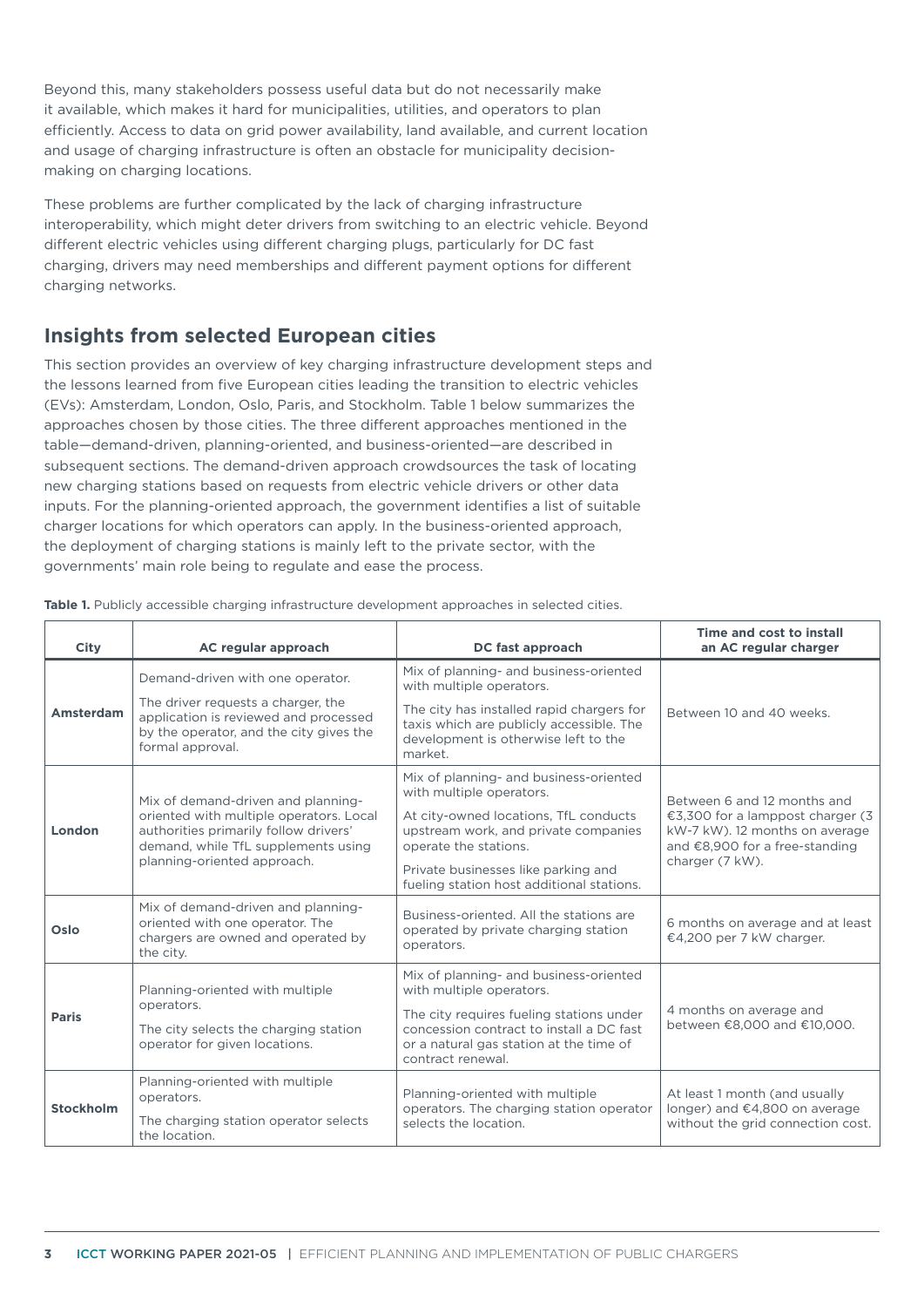Beyond this, many stakeholders possess useful data but do not necessarily make it available, which makes it hard for municipalities, utilities, and operators to plan efficiently. Access to data on grid power availability, land available, and current location and usage of charging infrastructure is often an obstacle for municipality decision-making on charging locations.

These problems are further complicated by the lack of charging infrastructure interoperability, which might deter drivers from switching to an electric vehicle. Beyond different electric vehicles using different charging plugs, particularly for DC fast charging, drivers may need memberships and different payment options for different charging networks.

## Insights from selected European cities

This section provides an overview of key charging infrastructure development steps and the lessons learned from five European cities leading the transition to electric vehicles (EVs): Amsterdam, London, Oslo, Paris, and Stockholm. Table 1 below summarizes the approaches chosen by those cities. The three different approaches mentioned in the table—demand-driven, planning-oriented, and business-oriented—are described in subsequent sections. The demand-driven approach crowdsources the task of locating new charging stations based on requests from electric vehicle drivers or other data inputs. For the planning-oriented approach, the government identifies a list of suitable charger locations for which operators can apply. In the business-oriented approach, the deployment of charging stations is mainly left to the private sector, with the governments' main role being to regulate and ease the process.

**Table 1.** Publicly accessible charging infrastructure development approaches in selected cities.

| City | AC regular approach | DC fast approach | Time and cost to install an AC regular charger |
|---|---|---|---|
| **Amsterdam** | Demand-driven with one operator. The driver requests a charger, the application is reviewed and processed by the operator, and the city gives the formal approval. | Mix of planning- and business-oriented with multiple operators. The city has installed rapid chargers for taxis which are publicly accessible. The development is otherwise left to the market. | Between 10 and 40 weeks. |
| **London** | Mix of demand-driven and planning-oriented with multiple operators. Local authorities primarily follow drivers' demand, while TfL supplements using planning-oriented approach. | Mix of planning- and business-oriented with multiple operators. At city-owned locations, TfL conducts upstream work, and private companies operate the stations. Private businesses like parking and fueling station host additional stations. | Between 6 and 12 months and €3,300 for a lamppost charger (3 kW-7 kW). 12 months on average and €8,900 for a free-standing charger (7 kW). |
| **Oslo** | Mix of demand-driven and planning-oriented with one operator. The chargers are owned and operated by the city. | Business-oriented. All the stations are operated by private charging station operators. | 6 months on average and at least €4,200 per 7 kW charger. |
| **Paris** | Planning-oriented with multiple operators. The city selects the charging station operator for given locations. | Mix of planning- and business-oriented with multiple operators. The city requires fueling stations under concession contract to install a DC fast or a natural gas station at the time of contract renewal. | 4 months on average and between €8,000 and €10,000. |
| **Stockholm** | Planning-oriented with multiple operators. The charging station operator selects the location. | Planning-oriented with multiple operators. The charging station operator selects the location. | At least 1 month (and usually longer) and €4,800 on average without the grid connection cost. |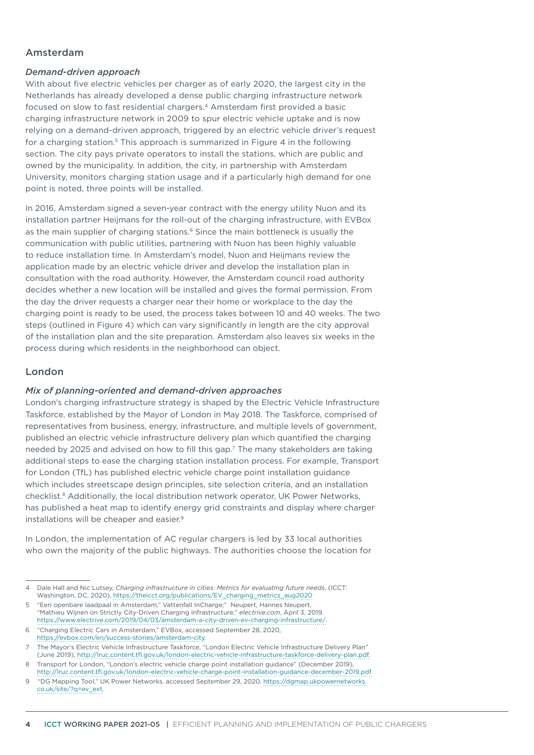## Amsterdam

### *Demand-driven approach*

With about five electric vehicles per charger as of early 2020, the largest city in the Netherlands has already developed a dense public charging infrastructure network focused on slow to fast residential chargers.[4] Amsterdam first provided a basic charging infrastructure network in 2009 to spur electric vehicle uptake and is now relying on a demand-driven approach, triggered by an electric vehicle driver's request for a charging station.[5] This approach is summarized in Figure 4 in the following section. The city pays private operators to install the stations, which are public and owned by the municipality. In addition, the city, in partnership with Amsterdam University, monitors charging station usage and if a particularly high demand for one point is noted, three points will be installed.

In 2016, Amsterdam signed a seven-year contract with the energy utility Nuon and its installation partner Heijmans for the roll-out of the charging infrastructure, with EVBox as the main supplier of charging stations.[6] Since the main bottleneck is usually the communication with public utilities, partnering with Nuon has been highly valuable to reduce installation time. In Amsterdam's model, Nuon and Heijmans review the application made by an electric vehicle driver and develop the installation plan in consultation with the road authority. However, the Amsterdam council road authority decides whether a new location will be installed and gives the formal permission. From the day the driver requests a charger near their home or workplace to the day the charging point is ready to be used, the process takes between 10 and 40 weeks. The two steps (outlined in Figure 4) which can vary significantly in length are the city approval of the installation plan and the site preparation. Amsterdam also leaves six weeks in the process during which residents in the neighborhood can object.

## London

### *Mix of planning-oriented and demand-driven approaches*

London's charging infrastructure strategy is shaped by the Electric Vehicle Infrastructure Taskforce, established by the Mayor of London in May 2018. The Taskforce, comprised of representatives from business, energy, infrastructure, and multiple levels of government, published an electric vehicle infrastructure delivery plan which quantified the charging needed by 2025 and advised on how to fill this gap.[7] The many stakeholders are taking additional steps to ease the charging station installation process. For example, Transport for London (TfL) has published electric vehicle charge point installation guidance which includes streetscape design principles, site selection criteria, and an installation checklist.[8] Additionally, the local distribution network operator, UK Power Networks, has published a heat map to identify energy grid constraints and display where charger installations will be cheaper and easier.[9]

In London, the implementation of AC regular chargers is led by 33 local authorities who own the majority of the public highways. The authorities choose the location for

---

4 Dale Hall and Nic Lutsey, *Charging infrastructure in cities: Metrics for evaluating future needs*, (ICCT: Washington, DC, 2020), https://theicct.org/publications/EV_charging_metrics_aug2020

5 "Een openbare laadpaal in Amsterdam," Vattenfall InCharge; Neupert, Hannes Neupert, "Mathieu Wijnen on Strictly City-Driven Charging Infrastructure," *electrive.com*, April 3, 2019. https://www.electrive.com/2019/04/03/amsterdam-a-city-driven-ev-charging-infrastructure/.

6 "Charging Electric Cars in Amsterdam," EVBox, accessed September 28, 2020, https://evbox.com/en/success-stories/amsterdam-city.

7 The Mayor's Electric Vehicle Infrastructure Taskforce, "London Electric Vehicle Infrastructure Delivery Plan" (June 2019), http://lruc.content.tfl.gov.uk/london-electric-vehicle-infrastructure-taskforce-delivery-plan.pdf.

8 Transport for London, "London's electric vehicle charge point installation guidance" (December 2019), http://lruc.content.tfl.gov.uk/london-electric-vehicle-charge-point-installation-guidance-december-2019.pdf

9 "DG Mapping Tool," UK Power Networks, accessed September 29, 2020. https://dgmap.ukpowernetworks.co.uk/site/?q=ev_ext.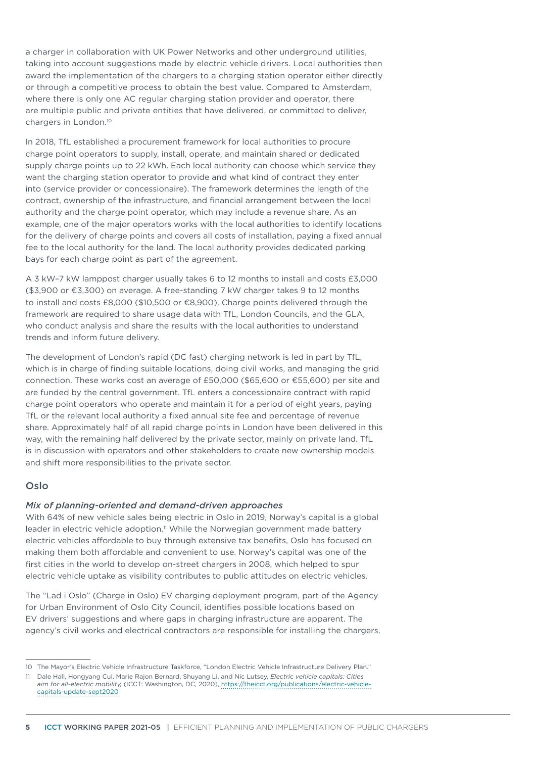a charger in collaboration with UK Power Networks and other underground utilities, taking into account suggestions made by electric vehicle drivers. Local authorities then award the implementation of the chargers to a charging station operator either directly or through a competitive process to obtain the best value. Compared to Amsterdam, where there is only one AC regular charging station provider and operator, there are multiple public and private entities that have delivered, or committed to deliver, chargers in London.[10]

In 2018, TfL established a procurement framework for local authorities to procure charge point operators to supply, install, operate, and maintain shared or dedicated supply charge points up to 22 kWh. Each local authority can choose which service they want the charging station operator to provide and what kind of contract they enter into (service provider or concessionaire). The framework determines the length of the contract, ownership of the infrastructure, and financial arrangement between the local authority and the charge point operator, which may include a revenue share. As an example, one of the major operators works with the local authorities to identify locations for the delivery of charge points and covers all costs of installation, paying a fixed annual fee to the local authority for the land. The local authority provides dedicated parking bays for each charge point as part of the agreement.

A 3 kW–7 kW lamppost charger usually takes 6 to 12 months to install and costs £3,000 ($3,900 or €3,300) on average. A free-standing 7 kW charger takes 9 to 12 months to install and costs £8,000 ($10,500 or €8,900). Charge points delivered through the framework are required to share usage data with TfL, London Councils, and the GLA, who conduct analysis and share the results with the local authorities to understand trends and inform future delivery.

The development of London's rapid (DC fast) charging network is led in part by TfL, which is in charge of finding suitable locations, doing civil works, and managing the grid connection. These works cost an average of £50,000 ($65,600 or €55,600) per site and are funded by the central government. TfL enters a concessionaire contract with rapid charge point operators who operate and maintain it for a period of eight years, paying TfL or the relevant local authority a fixed annual site fee and percentage of revenue share. Approximately half of all rapid charge points in London have been delivered in this way, with the remaining half delivered by the private sector, mainly on private land. TfL is in discussion with operators and other stakeholders to create new ownership models and shift more responsibilities to the private sector.

## Oslo

### *Mix of planning-oriented and demand-driven approaches*

With 64% of new vehicle sales being electric in Oslo in 2019, Norway's capital is a global leader in electric vehicle adoption.[11] While the Norwegian government made battery electric vehicles affordable to buy through extensive tax benefits, Oslo has focused on making them both affordable and convenient to use. Norway's capital was one of the first cities in the world to develop on-street chargers in 2008, which helped to spur electric vehicle uptake as visibility contributes to public attitudes on electric vehicles.

The "Lad i Oslo" (Charge in Oslo) EV charging deployment program, part of the Agency for Urban Environment of Oslo City Council, identifies possible locations based on EV drivers' suggestions and where gaps in charging infrastructure are apparent. The agency's civil works and electrical contractors are responsible for installing the chargers,

---

10 The Mayor's Electric Vehicle Infrastructure Taskforce, "London Electric Vehicle Infrastructure Delivery Plan."

11 Dale Hall, Hongyang Cui, Marie Rajon Bernard, Shuyang Li, and Nic Lutsey, *Electric vehicle capitals: Cities aim for all-electric mobility,* (ICCT: Washington, DC, 2020), https://theicct.org/publications/electric-vehicle-capitals-update-sept2020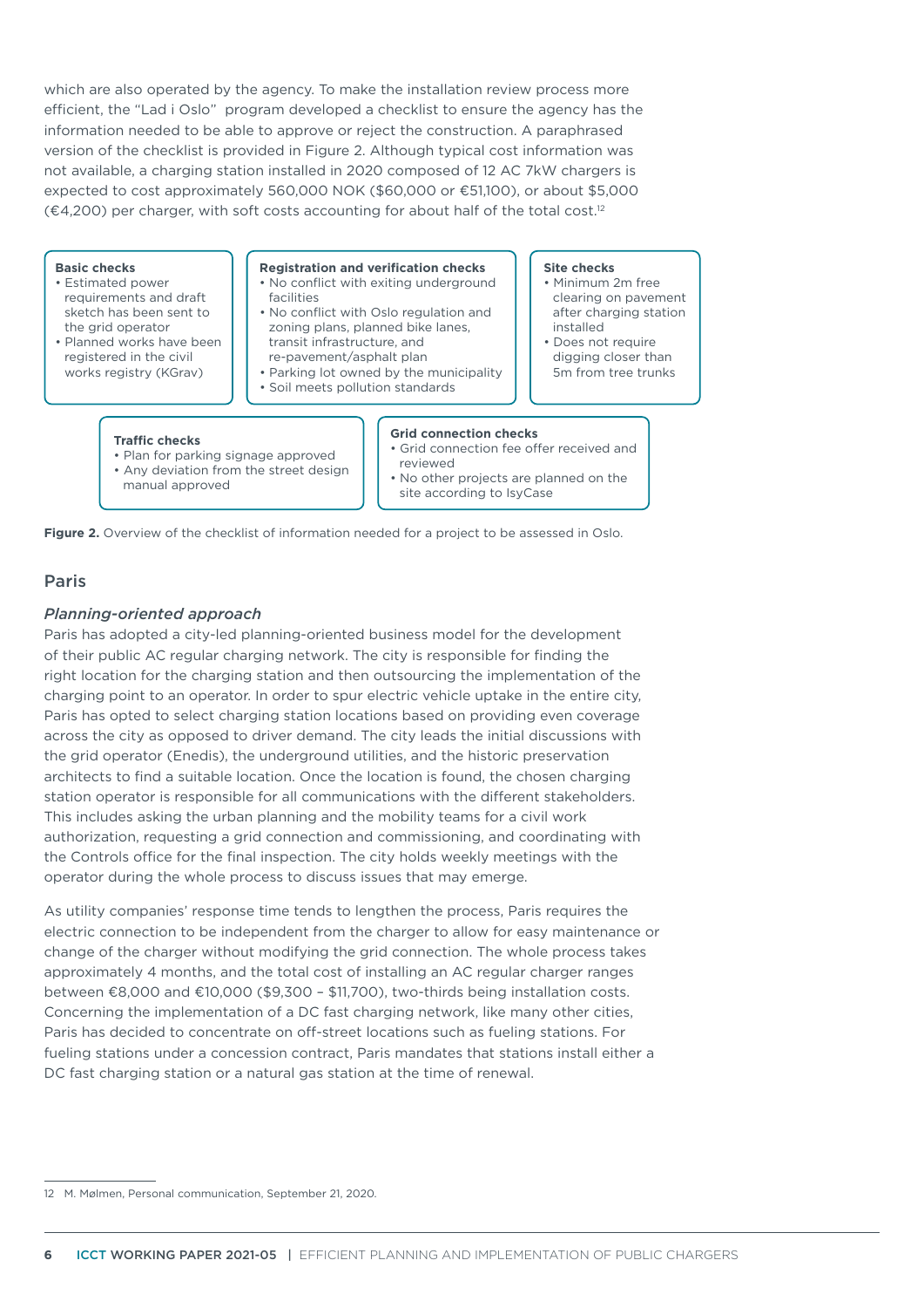which are also operated by the agency. To make the installation review process more efficient, the "Lad i Oslo" program developed a checklist to ensure the agency has the information needed to be able to approve or reject the construction. A paraphrased version of the checklist is provided in Figure 2. Although typical cost information was not available, a charging station installed in 2020 composed of 12 AC 7kW chargers is expected to cost approximately 560,000 NOK ($60,000 or €51,100), or about $5,000 (€4,200) per charger, with soft costs accounting for about half of the total cost.[12]

**Basic checks**
- Estimated power requirements and draft sketch has been sent to the grid operator
- Planned works have been registered in the civil works registry (KGrav)

**Registration and verification checks**
- No conflict with exiting underground facilities
- No conflict with Oslo regulation and zoning plans, planned bike lanes, transit infrastructure, and re-pavement/asphalt plan
- Parking lot owned by the municipality
- Soil meets pollution standards

**Site checks**
- Minimum 2m free clearing on pavement after charging station installed
- Does not require digging closer than 5m from tree trunks

**Traffic checks**
- Plan for parking signage approved
- Any deviation from the street design manual approved

**Grid connection checks**
- Grid connection fee offer received and reviewed
- No other projects are planned on the site according to IsyCase

**Figure 2.** Overview of the checklist of information needed for a project to be assessed in Oslo.

## Paris

### *Planning-oriented approach*

Paris has adopted a city-led planning-oriented business model for the development of their public AC regular charging network. The city is responsible for finding the right location for the charging station and then outsourcing the implementation of the charging point to an operator. In order to spur electric vehicle uptake in the entire city, Paris has opted to select charging station locations based on providing even coverage across the city as opposed to driver demand. The city leads the initial discussions with the grid operator (Enedis), the underground utilities, and the historic preservation architects to find a suitable location. Once the location is found, the chosen charging station operator is responsible for all communications with the different stakeholders. This includes asking the urban planning and the mobility teams for a civil work authorization, requesting a grid connection and commissioning, and coordinating with the Controls office for the final inspection. The city holds weekly meetings with the operator during the whole process to discuss issues that may emerge.

As utility companies' response time tends to lengthen the process, Paris requires the electric connection to be independent from the charger to allow for easy maintenance or change of the charger without modifying the grid connection. The whole process takes approximately 4 months, and the total cost of installing an AC regular charger ranges between €8,000 and €10,000 ($9,300 – $11,700), two-thirds being installation costs. Concerning the implementation of a DC fast charging network, like many other cities, Paris has decided to concentrate on off-street locations such as fueling stations. For fueling stations under a concession contract, Paris mandates that stations install either a DC fast charging station or a natural gas station at the time of renewal.

12 M. Mølmen, Personal communication, September 21, 2020.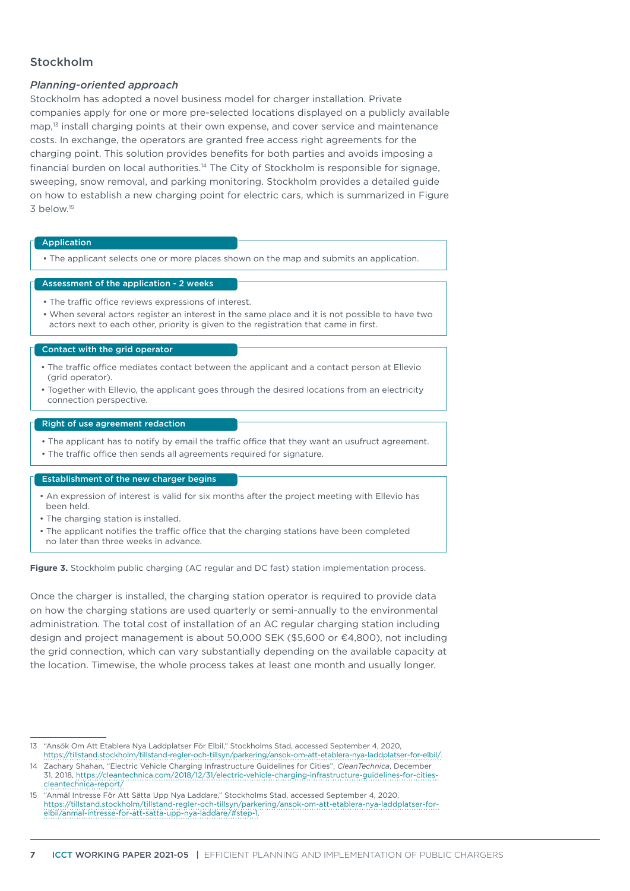## Stockholm

### *Planning-oriented approach*

Stockholm has adopted a novel business model for charger installation. Private companies apply for one or more pre-selected locations displayed on a publicly available map,[13] install charging points at their own expense, and cover service and maintenance costs. In exchange, the operators are granted free access right agreements for the charging point. This solution provides benefits for both parties and avoids imposing a financial burden on local authorities.[14] The City of Stockholm is responsible for signage, sweeping, snow removal, and parking monitoring. Stockholm provides a detailed guide on how to establish a new charging point for electric cars, which is summarized in Figure 3 below.[15]

**Application**

- The applicant selects one or more places shown on the map and submits an application.

**Assessment of the application - 2 weeks**

- The traffic office reviews expressions of interest.
- When several actors register an interest in the same place and it is not possible to have two actors next to each other, priority is given to the registration that came in first.

**Contact with the grid operator**

- The traffic office mediates contact between the applicant and a contact person at Ellevio (grid operator).
- Together with Ellevio, the applicant goes through the desired locations from an electricity connection perspective.

**Right of use agreement redaction**

- The applicant has to notify by email the traffic office that they want an usufruct agreement.
- The traffic office then sends all agreements required for signature.

**Establishment of the new charger begins**

- An expression of interest is valid for six months after the project meeting with Ellevio has been held.
- The charging station is installed.
- The applicant notifies the traffic office that the charging stations have been completed no later than three weeks in advance.

**Figure 3.** Stockholm public charging (AC regular and DC fast) station implementation process.

Once the charger is installed, the charging station operator is required to provide data on how the charging stations are used quarterly or semi-annually to the environmental administration. The total cost of installation of an AC regular charging station including design and project management is about 50,000 SEK ($5,600 or €4,800), not including the grid connection, which can vary substantially depending on the available capacity at the location. Timewise, the whole process takes at least one month and usually longer.

---

13 "Ansök Om Att Etablera Nya Laddplatser För Elbil," Stockholms Stad, accessed September 4, 2020, https://tillstand.stockholm/tillstand-regler-och-tillsyn/parkering/ansok-om-att-etablera-nya-laddplatser-for-elbil/.

14 Zachary Shahan, "Electric Vehicle Charging Infrastructure Guidelines for Cities", *CleanTechnica*, December 31, 2018, https://cleantechnica.com/2018/12/31/electric-vehicle-charging-infrastructure-guidelines-for-cities-cleantechnica-report/

15 "Anmäl Intresse För Att Sätta Upp Nya Laddare," Stockholms Stad, accessed September 4, 2020, https://tillstand.stockholm/tillstand-regler-och-tillsyn/parkering/ansok-om-att-etablera-nya-laddplatser-for-elbil/anmal-intresse-for-att-satta-upp-nya-laddare/#step-1.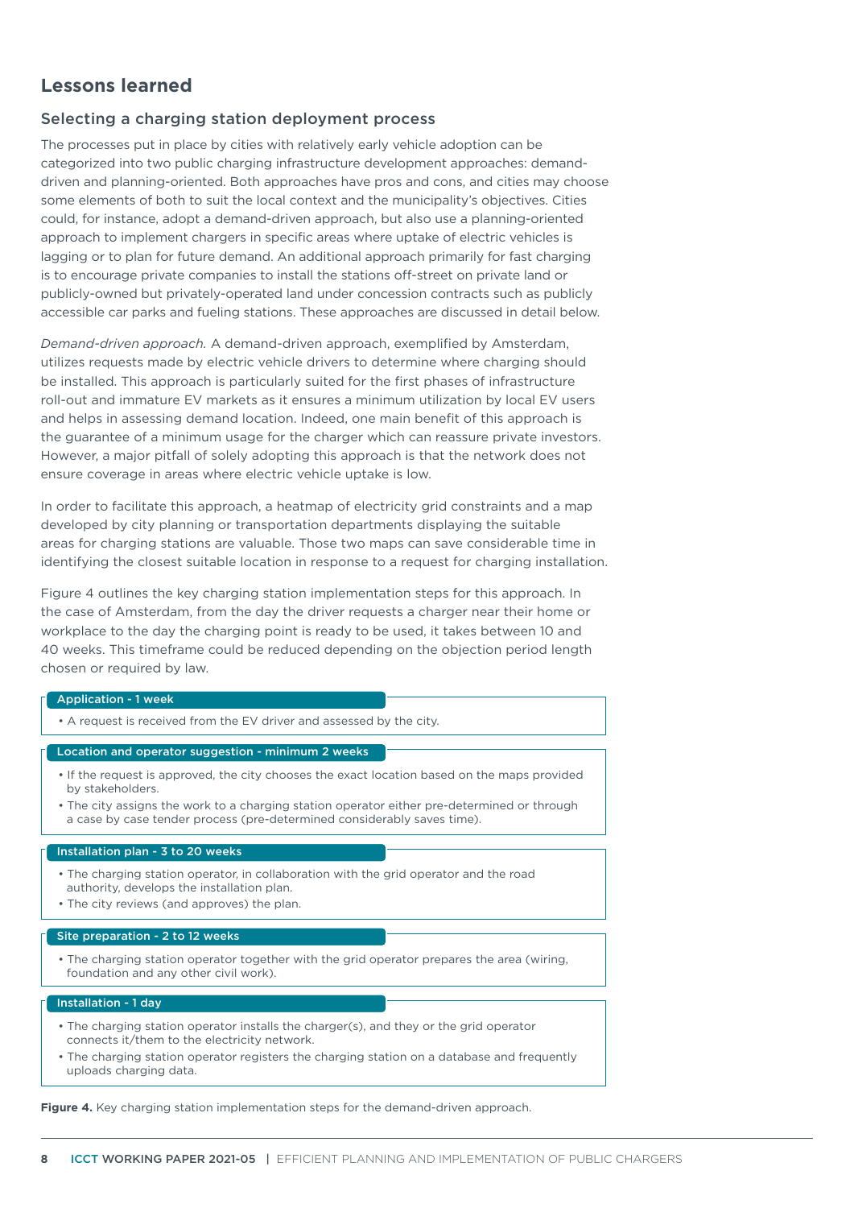## Lessons learned

### Selecting a charging station deployment process

The processes put in place by cities with relatively early vehicle adoption can be categorized into two public charging infrastructure development approaches: demand-driven and planning-oriented. Both approaches have pros and cons, and cities may choose some elements of both to suit the local context and the municipality's objectives. Cities could, for instance, adopt a demand-driven approach, but also use a planning-oriented approach to implement chargers in specific areas where uptake of electric vehicles is lagging or to plan for future demand. An additional approach primarily for fast charging is to encourage private companies to install the stations off-street on private land or publicly-owned but privately-operated land under concession contracts such as publicly accessible car parks and fueling stations. These approaches are discussed in detail below.

*Demand-driven approach.* A demand-driven approach, exemplified by Amsterdam, utilizes requests made by electric vehicle drivers to determine where charging should be installed. This approach is particularly suited for the first phases of infrastructure roll-out and immature EV markets as it ensures a minimum utilization by local EV users and helps in assessing demand location. Indeed, one main benefit of this approach is the guarantee of a minimum usage for the charger which can reassure private investors. However, a major pitfall of solely adopting this approach is that the network does not ensure coverage in areas where electric vehicle uptake is low.

In order to facilitate this approach, a heatmap of electricity grid constraints and a map developed by city planning or transportation departments displaying the suitable areas for charging stations are valuable. Those two maps can save considerable time in identifying the closest suitable location in response to a request for charging installation.

Figure 4 outlines the key charging station implementation steps for this approach. In the case of Amsterdam, from the day the driver requests a charger near their home or workplace to the day the charging point is ready to be used, it takes between 10 and 40 weeks. This timeframe could be reduced depending on the objection period length chosen or required by law.

**Application - 1 week**

- A request is received from the EV driver and assessed by the city.

**Location and operator suggestion - minimum 2 weeks**

- If the request is approved, the city chooses the exact location based on the maps provided by stakeholders.
- The city assigns the work to a charging station operator either pre-determined or through a case by case tender process (pre-determined considerably saves time).

**Installation plan - 3 to 20 weeks**

- The charging station operator, in collaboration with the grid operator and the road authority, develops the installation plan.
- The city reviews (and approves) the plan.

**Site preparation - 2 to 12 weeks**

- The charging station operator together with the grid operator prepares the area (wiring, foundation and any other civil work).

**Installation - 1 day**

- The charging station operator installs the charger(s), and they or the grid operator connects it/them to the electricity network.
- The charging station operator registers the charging station on a database and frequently uploads charging data.

**Figure 4.** Key charging station implementation steps for the demand-driven approach.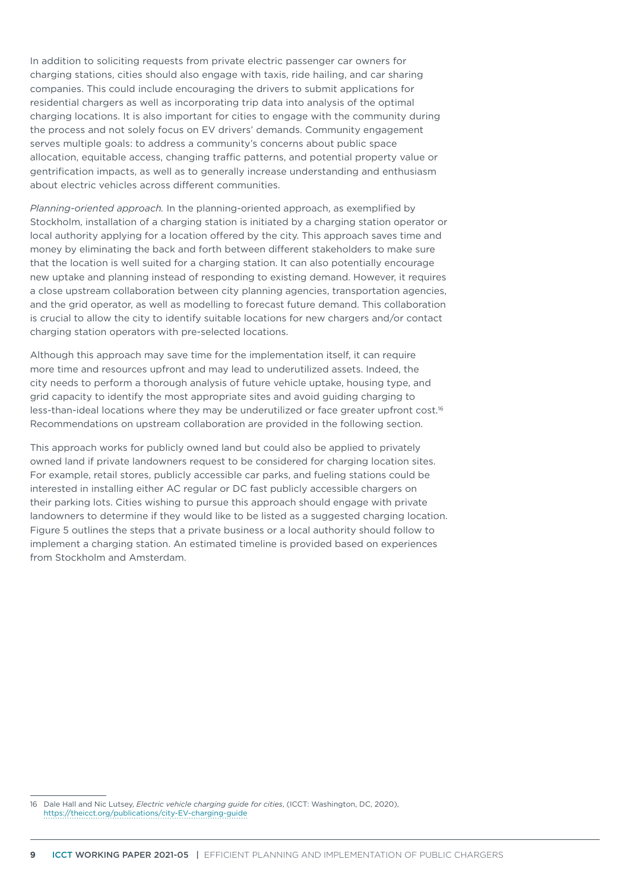In addition to soliciting requests from private electric passenger car owners for charging stations, cities should also engage with taxis, ride hailing, and car sharing companies. This could include encouraging the drivers to submit applications for residential chargers as well as incorporating trip data into analysis of the optimal charging locations. It is also important for cities to engage with the community during the process and not solely focus on EV drivers' demands. Community engagement serves multiple goals: to address a community's concerns about public space allocation, equitable access, changing traffic patterns, and potential property value or gentrification impacts, as well as to generally increase understanding and enthusiasm about electric vehicles across different communities.

*Planning-oriented approach.* In the planning-oriented approach, as exemplified by Stockholm, installation of a charging station is initiated by a charging station operator or local authority applying for a location offered by the city. This approach saves time and money by eliminating the back and forth between different stakeholders to make sure that the location is well suited for a charging station. It can also potentially encourage new uptake and planning instead of responding to existing demand. However, it requires a close upstream collaboration between city planning agencies, transportation agencies, and the grid operator, as well as modelling to forecast future demand. This collaboration is crucial to allow the city to identify suitable locations for new chargers and/or contact charging station operators with pre-selected locations.

Although this approach may save time for the implementation itself, it can require more time and resources upfront and may lead to underutilized assets. Indeed, the city needs to perform a thorough analysis of future vehicle uptake, housing type, and grid capacity to identify the most appropriate sites and avoid guiding charging to less-than-ideal locations where they may be underutilized or face greater upfront cost.[16] Recommendations on upstream collaboration are provided in the following section.

This approach works for publicly owned land but could also be applied to privately owned land if private landowners request to be considered for charging location sites. For example, retail stores, publicly accessible car parks, and fueling stations could be interested in installing either AC regular or DC fast publicly accessible chargers on their parking lots. Cities wishing to pursue this approach should engage with private landowners to determine if they would like to be listed as a suggested charging location. Figure 5 outlines the steps that a private business or a local authority should follow to implement a charging station. An estimated timeline is provided based on experiences from Stockholm and Amsterdam.

---

16 Dale Hall and Nic Lutsey, *Electric vehicle charging guide for cities*, (ICCT: Washington, DC, 2020), https://theicct.org/publications/city-EV-charging-guide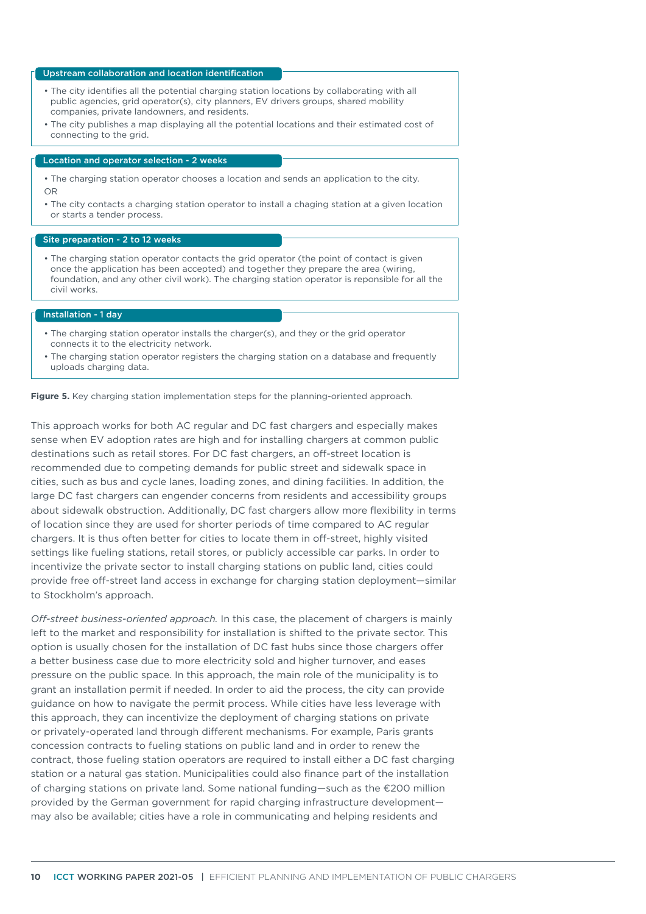**Upstream collaboration and location identification**

- The city identifies all the potential charging station locations by collaborating with all public agencies, grid operator(s), city planners, EV drivers groups, shared mobility companies, private landowners, and residents.
- The city publishes a map displaying all the potential locations and their estimated cost of connecting to the grid.

**Location and operator selection - 2 weeks**

- The charging station operator chooses a location and sends an application to the city.

OR

- The city contacts a charging station operator to install a chaging station at a given location or starts a tender process.

**Site preparation - 2 to 12 weeks**

- The charging station operator contacts the grid operator (the point of contact is given once the application has been accepted) and together they prepare the area (wiring, foundation, and any other civil work). The charging station operator is reponsible for all the civil works.

**Installation - 1 day**

- The charging station operator installs the charger(s), and they or the grid operator connects it to the electricity network.
- The charging station operator registers the charging station on a database and frequently uploads charging data.

**Figure 5.** Key charging station implementation steps for the planning-oriented approach.

This approach works for both AC regular and DC fast chargers and especially makes sense when EV adoption rates are high and for installing chargers at common public destinations such as retail stores. For DC fast chargers, an off-street location is recommended due to competing demands for public street and sidewalk space in cities, such as bus and cycle lanes, loading zones, and dining facilities. In addition, the large DC fast chargers can engender concerns from residents and accessibility groups about sidewalk obstruction. Additionally, DC fast chargers allow more flexibility in terms of location since they are used for shorter periods of time compared to AC regular chargers. It is thus often better for cities to locate them in off-street, highly visited settings like fueling stations, retail stores, or publicly accessible car parks. In order to incentivize the private sector to install charging stations on public land, cities could provide free off-street land access in exchange for charging station deployment—similar to Stockholm's approach.

*Off-street business-oriented approach.* In this case, the placement of chargers is mainly left to the market and responsibility for installation is shifted to the private sector. This option is usually chosen for the installation of DC fast hubs since those chargers offer a better business case due to more electricity sold and higher turnover, and eases pressure on the public space. In this approach, the main role of the municipality is to grant an installation permit if needed. In order to aid the process, the city can provide guidance on how to navigate the permit process. While cities have less leverage with this approach, they can incentivize the deployment of charging stations on private or privately-operated land through different mechanisms. For example, Paris grants concession contracts to fueling stations on public land and in order to renew the contract, those fueling station operators are required to install either a DC fast charging station or a natural gas station. Municipalities could also finance part of the installation of charging stations on private land. Some national funding—such as the €200 million provided by the German government for rapid charging infrastructure development—may also be available; cities have a role in communicating and helping residents and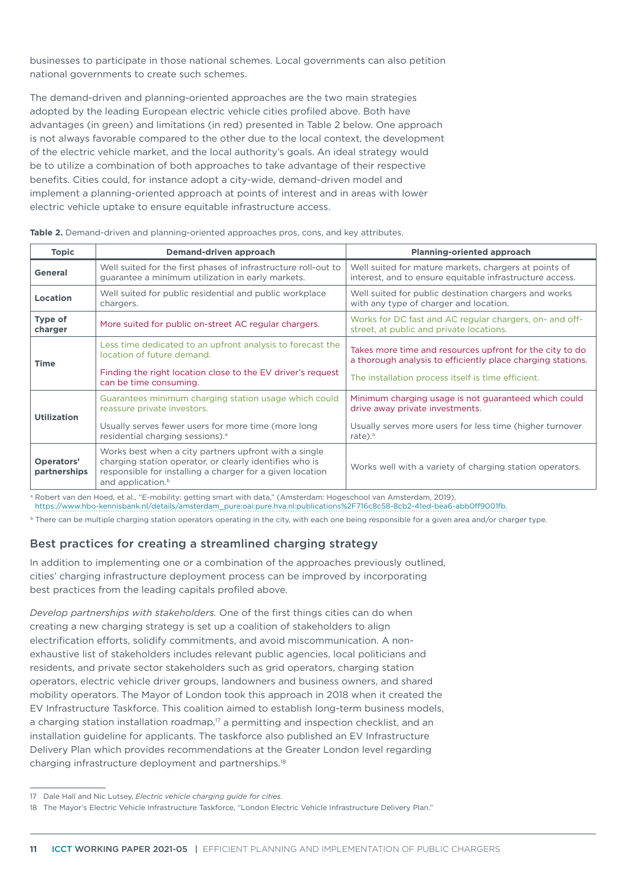businesses to participate in those national schemes. Local governments can also petition national governments to create such schemes.

The demand-driven and planning-oriented approaches are the two main strategies adopted by the leading European electric vehicle cities profiled above. Both have advantages (in green) and limitations (in red) presented in Table 2 below. One approach is not always favorable compared to the other due to the local context, the development of the electric vehicle market, and the local authority's goals. An ideal strategy would be to utilize a combination of both approaches to take advantage of their respective benefits. Cities could, for instance adopt a city-wide, demand-driven model and implement a planning-oriented approach at points of interest and in areas with lower electric vehicle uptake to ensure equitable infrastructure access.

**Table 2.** Demand-driven and planning-oriented approaches pros, cons, and key attributes.

| Topic | Demand-driven approach | Planning-oriented approach |
|---|---|---|
| **General** | Well suited for the first phases of infrastructure roll-out to guarantee a minimum utilization in early markets. | Well suited for mature markets, chargers at points of interest, and to ensure equitable infrastructure access. |
| **Location** | Well suited for public residential and public workplace chargers. | Well suited for public destination chargers and works with any type of charger and location. |
| **Type of charger** | More suited for public on-street AC regular chargers. | Works for DC fast and AC regular chargers, on- and off-street, at public and private locations. |
| **Time** | Less time dedicated to an upfront analysis to forecast the location of future demand. Finding the right location close to the EV driver's request can be time consuming. | Takes more time and resources upfront for the city to do a thorough analysis to efficiently place charging stations. The installation process itself is time efficient. |
| **Utilization** | Guarantees minimum charging station usage which could reassure private investors. Usually serves fewer users for more time (more long residential charging sessions).[a] | Minimum charging usage is not guaranteed which could drive away private investments. Usually serves more users for less time (higher turnover rate).[a] |
| **Operators' partnerships** | Works best when a city partners upfront with a single charging station operator, or clearly identifies who is responsible for installing a charger for a given location and application.[b] | Works well with a variety of charging station operators. |

[a] Robert van den Hoed, et al., "E-mobility: getting smart with data," (Amsterdam: Hogeschool van Amsterdam, 2019), https://www.hbo-kennisbank.nl/details/amsterdam_pure:oai:pure.hva.nl:publications%2F716c8c58-8cb2-41ed-bea6-abb0ff9001fb.

[b] There can be multiple charging station operators operating in the city, with each one being responsible for a given area and/or charger type.

## Best practices for creating a streamlined charging strategy

In addition to implementing one or a combination of the approaches previously outlined, cities' charging infrastructure deployment process can be improved by incorporating best practices from the leading capitals profiled above.

*Develop partnerships with stakeholders.* One of the first things cities can do when creating a new charging strategy is set up a coalition of stakeholders to align electrification efforts, solidify commitments, and avoid miscommunication. A non-exhaustive list of stakeholders includes relevant public agencies, local politicians and residents, and private sector stakeholders such as grid operators, charging station operators, electric vehicle driver groups, landowners and business owners, and shared mobility operators. The Mayor of London took this approach in 2018 when it created the EV Infrastructure Taskforce. This coalition aimed to establish long-term business models, a charging station installation roadmap,[17] a permitting and inspection checklist, and an installation guideline for applicants. The taskforce also published an EV Infrastructure Delivery Plan which provides recommendations at the Greater London level regarding charging infrastructure deployment and partnerships.[18]

---

17 Dale Hall and Nic Lutsey, *Electric vehicle charging guide for cities*.

18 The Mayor's Electric Vehicle Infrastructure Taskforce, "London Electric Vehicle Infrastructure Delivery Plan."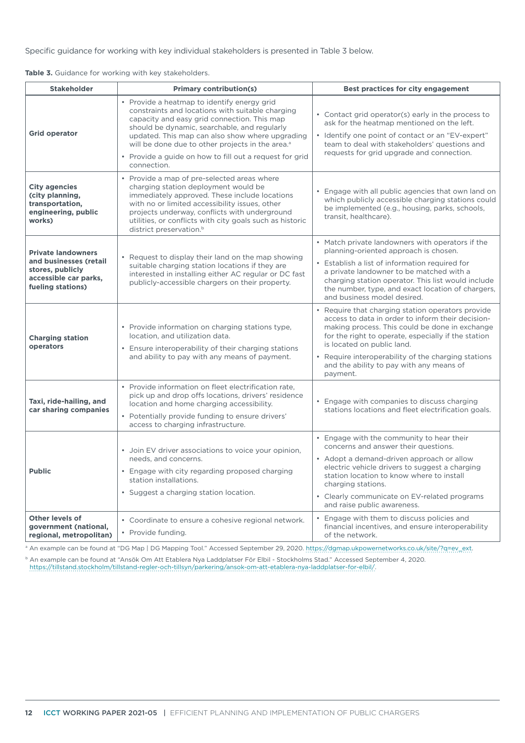Specific guidance for working with key individual stakeholders is presented in Table 3 below.

**Table 3.** Guidance for working with key stakeholders.

| Stakeholder | Primary contribution(s) | Best practices for city engagement |
|---|---|---|
| **Grid operator** | • Provide a heatmap to identify energy grid constraints and locations with suitable charging capacity and easy grid connection. This map should be dynamic, searchable, and regularly updated. This map can also show where upgrading will be done due to other projects in the area.[a]<br>• Provide a guide on how to fill out a request for grid connection. | • Contact grid operator(s) early in the process to ask for the heatmap mentioned on the left.<br>• Identify one point of contact or an "EV-expert" team to deal with stakeholders' questions and requests for grid upgrade and connection. |
| **City agencies (city planning, transportation, engineering, public works)** | • Provide a map of pre-selected areas where charging station deployment would be immediately approved. These include locations with no or limited accessibility issues, other projects underway, conflicts with underground utilities, or conflicts with city goals such as historic district preservation.[b] | • Engage with all public agencies that own land on which publicly accessible charging stations could be implemented (e.g., housing, parks, schools, transit, healthcare). |
| **Private landowners and businesses (retail stores, publicly accessible car parks, fueling stations)** | • Request to display their land on the map showing suitable charging station locations if they are interested in installing either AC regular or DC fast publicly-accessible chargers on their property. | • Match private landowners with operators if the planning-oriented approach is chosen.<br>• Establish a list of information required for a private landowner to be matched with a charging station operator. This list would include the number, type, and exact location of chargers, and business model desired. |
| **Charging station operators** | • Provide information on charging stations type, location, and utilization data.<br>• Ensure interoperability of their charging stations and ability to pay with any means of payment. | • Require that charging station operators provide access to data in order to inform their decision-making process. This could be done in exchange for the right to operate, especially if the station is located on public land.<br>• Require interoperability of the charging stations and the ability to pay with any means of payment. |
| **Taxi, ride-hailing, and car sharing companies** | • Provide information on fleet electrification rate, pick up and drop offs locations, drivers' residence location and home charging accessibility.<br>• Potentially provide funding to ensure drivers' access to charging infrastructure. | • Engage with companies to discuss charging stations locations and fleet electrification goals. |
| **Public** | • Join EV driver associations to voice your opinion, needs, and concerns.<br>• Engage with city regarding proposed charging station installations.<br>• Suggest a charging station location. | • Engage with the community to hear their concerns and answer their questions.<br>• Adopt a demand-driven approach or allow electric vehicle drivers to suggest a charging station location to know where to install charging stations.<br>• Clearly communicate on EV-related programs and raise public awareness. |
| **Other levels of government (national, regional, metropolitan)** | • Coordinate to ensure a cohesive regional network.<br>• Provide funding. | • Engage with them to discuss policies and financial incentives, and ensure interoperability of the network. |

[a] An example can be found at "DG Map | DG Mapping Tool." Accessed September 29, 2020. https://dgmap.ukpowernetworks.co.uk/site/?q=ev_ext.

[b] An example can be found at "Ansök Om Att Etablera Nya Laddplatser För Elbil - Stockholms Stad." Accessed September 4, 2020. https://tillstand.stockholm/tillstand-regler-och-tillsyn/parkering/ansok-om-att-etablera-nya-laddplatser-for-elbil/.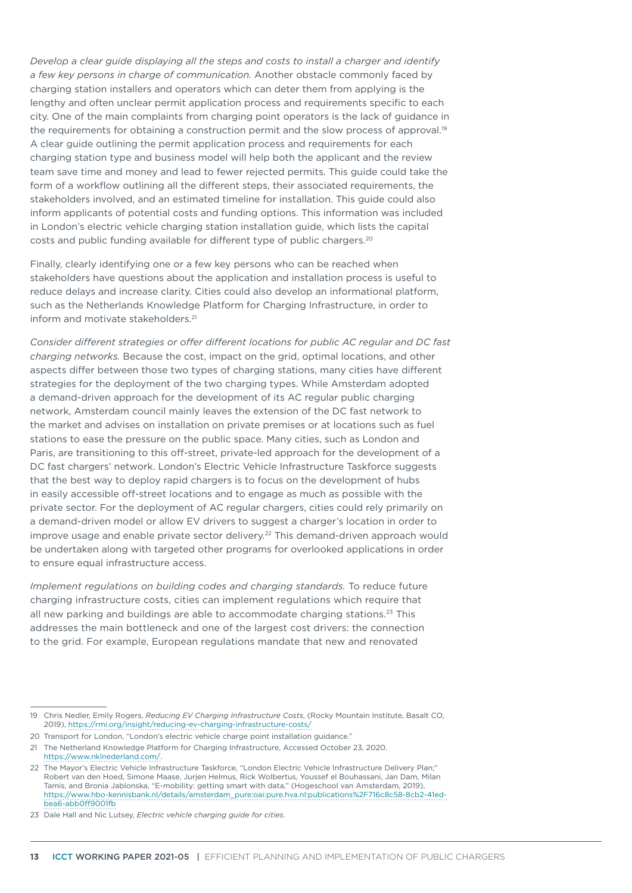*Develop a clear guide displaying all the steps and costs to install a charger and identify a few key persons in charge of communication.* Another obstacle commonly faced by charging station installers and operators which can deter them from applying is the lengthy and often unclear permit application process and requirements specific to each city. One of the main complaints from charging point operators is the lack of guidance in the requirements for obtaining a construction permit and the slow process of approval.[19] A clear guide outlining the permit application process and requirements for each charging station type and business model will help both the applicant and the review team save time and money and lead to fewer rejected permits. This guide could take the form of a workflow outlining all the different steps, their associated requirements, the stakeholders involved, and an estimated timeline for installation. This guide could also inform applicants of potential costs and funding options. This information was included in London's electric vehicle charging station installation guide, which lists the capital costs and public funding available for different type of public chargers.[20]

Finally, clearly identifying one or a few key persons who can be reached when stakeholders have questions about the application and installation process is useful to reduce delays and increase clarity. Cities could also develop an informational platform, such as the Netherlands Knowledge Platform for Charging Infrastructure, in order to inform and motivate stakeholders.[21]

*Consider different strategies or offer different locations for public AC regular and DC fast charging networks.* Because the cost, impact on the grid, optimal locations, and other aspects differ between those two types of charging stations, many cities have different strategies for the deployment of the two charging types. While Amsterdam adopted a demand-driven approach for the development of its AC regular public charging network, Amsterdam council mainly leaves the extension of the DC fast network to the market and advises on installation on private premises or at locations such as fuel stations to ease the pressure on the public space. Many cities, such as London and Paris, are transitioning to this off-street, private-led approach for the development of a DC fast chargers' network. London's Electric Vehicle Infrastructure Taskforce suggests that the best way to deploy rapid chargers is to focus on the development of hubs in easily accessible off-street locations and to engage as much as possible with the private sector. For the deployment of AC regular chargers, cities could rely primarily on a demand-driven model or allow EV drivers to suggest a charger's location in order to improve usage and enable private sector delivery.[22] This demand-driven approach would be undertaken along with targeted other programs for overlooked applications in order to ensure equal infrastructure access.

*Implement regulations on building codes and charging standards.* To reduce future charging infrastructure costs, cities can implement regulations which require that all new parking and buildings are able to accommodate charging stations.[23] This addresses the main bottleneck and one of the largest cost drivers: the connection to the grid. For example, European regulations mandate that new and renovated

---

19 Chris Nedler, Emily Rogers, *Reducing EV Charging Infrastructure Costs*, (Rocky Mountain Institute, Basalt CO, 2019), https://rmi.org/insight/reducing-ev-charging-infrastructure-costs/

20 Transport for London, "London's electric vehicle charge point installation guidance."

21 The Netherland Knowledge Platform for Charging Infrastructure, Accessed October 23, 2020. https://www.nklnederland.com/.

22 The Mayor's Electric Vehicle Infrastructure Taskforce, "London Electric Vehicle Infrastructure Delivery Plan;" Robert van den Hoed, Simone Maase, Jurjen Helmus, Rick Wolbertus, Youssef el Bouhassani, Jan Dam, Milan Tamis, and Bronia Jablonska, "E-mobility: getting smart with data," (Hogeschool van Amsterdam, 2019), https://www.hbo-kennisbank.nl/details/amsterdam_pure:oai:pure.hva.nl:publications%2F716c8c58-8cb2-41ed-bea6-abb0ff9001fb

23 Dale Hall and Nic Lutsey, *Electric vehicle charging guide for cities*.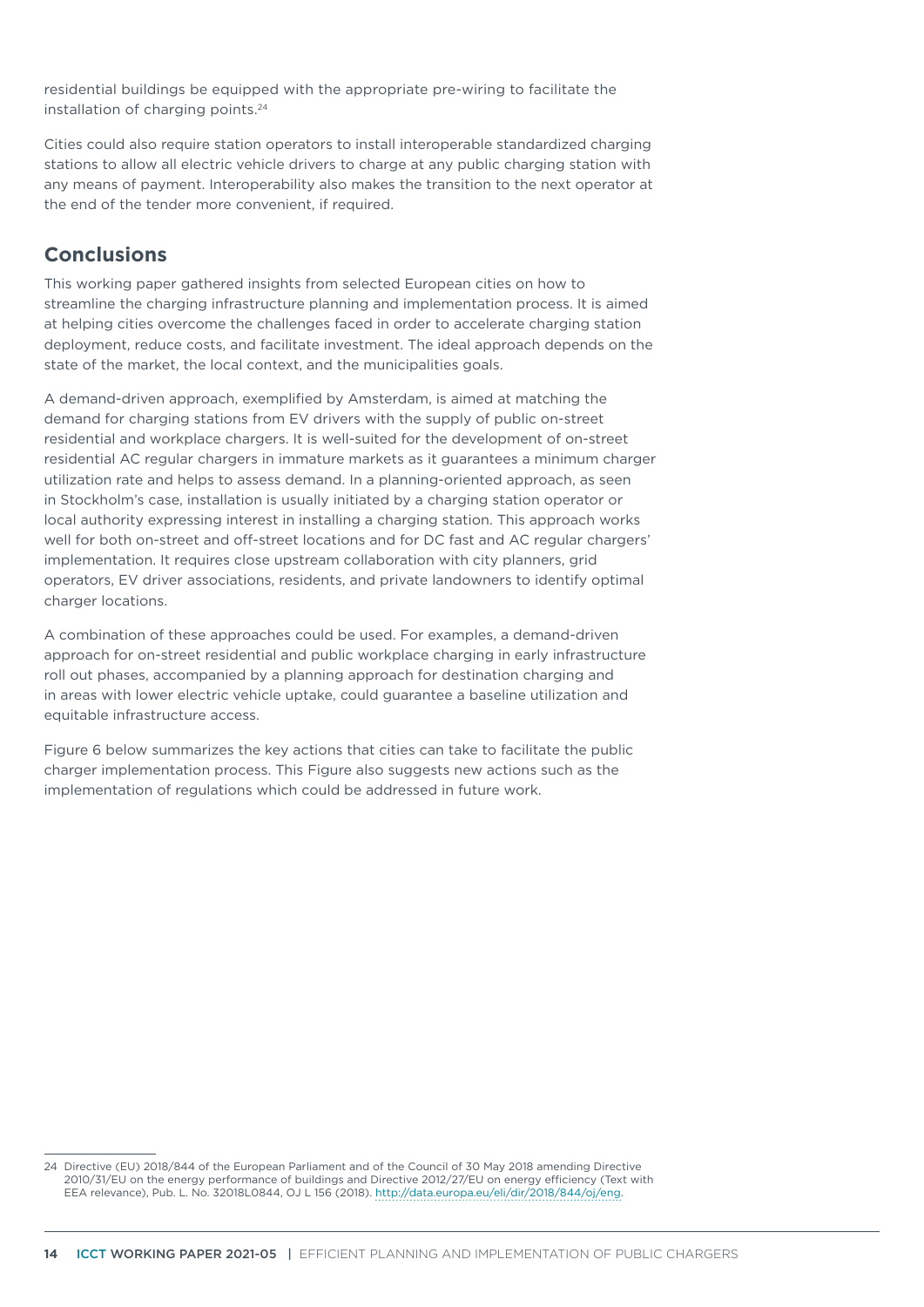residential buildings be equipped with the appropriate pre-wiring to facilitate the installation of charging points.[24]

Cities could also require station operators to install interoperable standardized charging stations to allow all electric vehicle drivers to charge at any public charging station with any means of payment. Interoperability also makes the transition to the next operator at the end of the tender more convenient, if required.

## Conclusions

This working paper gathered insights from selected European cities on how to streamline the charging infrastructure planning and implementation process. It is aimed at helping cities overcome the challenges faced in order to accelerate charging station deployment, reduce costs, and facilitate investment. The ideal approach depends on the state of the market, the local context, and the municipalities goals.

A demand-driven approach, exemplified by Amsterdam, is aimed at matching the demand for charging stations from EV drivers with the supply of public on-street residential and workplace chargers. It is well-suited for the development of on-street residential AC regular chargers in immature markets as it guarantees a minimum charger utilization rate and helps to assess demand. In a planning-oriented approach, as seen in Stockholm's case, installation is usually initiated by a charging station operator or local authority expressing interest in installing a charging station. This approach works well for both on-street and off-street locations and for DC fast and AC regular chargers' implementation. It requires close upstream collaboration with city planners, grid operators, EV driver associations, residents, and private landowners to identify optimal charger locations.

A combination of these approaches could be used. For examples, a demand-driven approach for on-street residential and public workplace charging in early infrastructure roll out phases, accompanied by a planning approach for destination charging and in areas with lower electric vehicle uptake, could guarantee a baseline utilization and equitable infrastructure access.

Figure 6 below summarizes the key actions that cities can take to facilitate the public charger implementation process. This Figure also suggests new actions such as the implementation of regulations which could be addressed in future work.

---

24 Directive (EU) 2018/844 of the European Parliament and of the Council of 30 May 2018 amending Directive 2010/31/EU on the energy performance of buildings and Directive 2012/27/EU on energy efficiency (Text with EEA relevance), Pub. L. No. 32018L0844, OJ L 156 (2018). http://data.europa.eu/eli/dir/2018/844/oj/eng.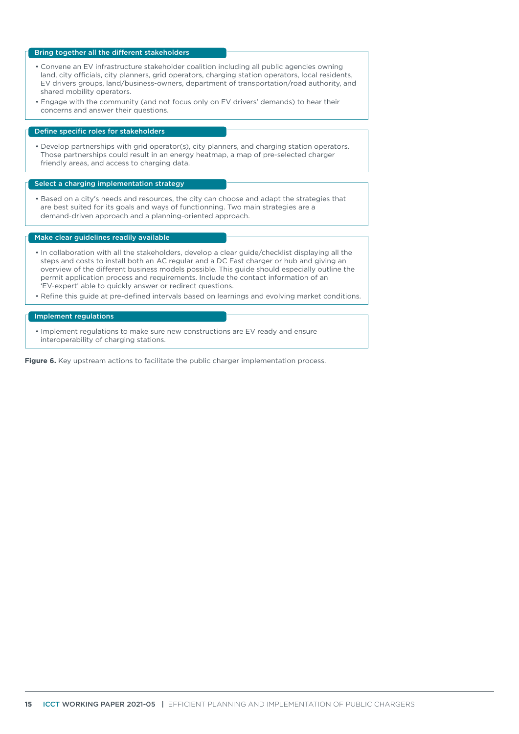**Bring together all the different stakeholders**

- Convene an EV infrastructure stakeholder coalition including all public agencies owning land, city officials, city planners, grid operators, charging station operators, local residents, EV drivers groups, land/business-owners, department of transportation/road authority, and shared mobility operators.
- Engage with the community (and not focus only on EV drivers' demands) to hear their concerns and answer their questions.

**Define specific roles for stakeholders**

- Develop partnerships with grid operator(s), city planners, and charging station operators. Those partnerships could result in an energy heatmap, a map of pre-selected charger friendly areas, and access to charging data.

**Select a charging implementation strategy**

- Based on a city's needs and resources, the city can choose and adapt the strategies that are best suited for its goals and ways of functionning. Two main strategies are a demand-driven approach and a planning-oriented approach.

**Make clear guidelines readily available**

- In collaboration with all the stakeholders, develop a clear guide/checklist displaying all the steps and costs to install both an AC regular and a DC Fast charger or hub and giving an overview of the different business models possible. This guide should especially outline the permit application process and requirements. Include the contact information of an 'EV-expert' able to quickly answer or redirect questions.
- Refine this guide at pre-defined intervals based on learnings and evolving market conditions.

**Implement regulations**

- Implement regulations to make sure new constructions are EV ready and ensure interoperability of charging stations.

**Figure 6.** Key upstream actions to facilitate the public charger implementation process.